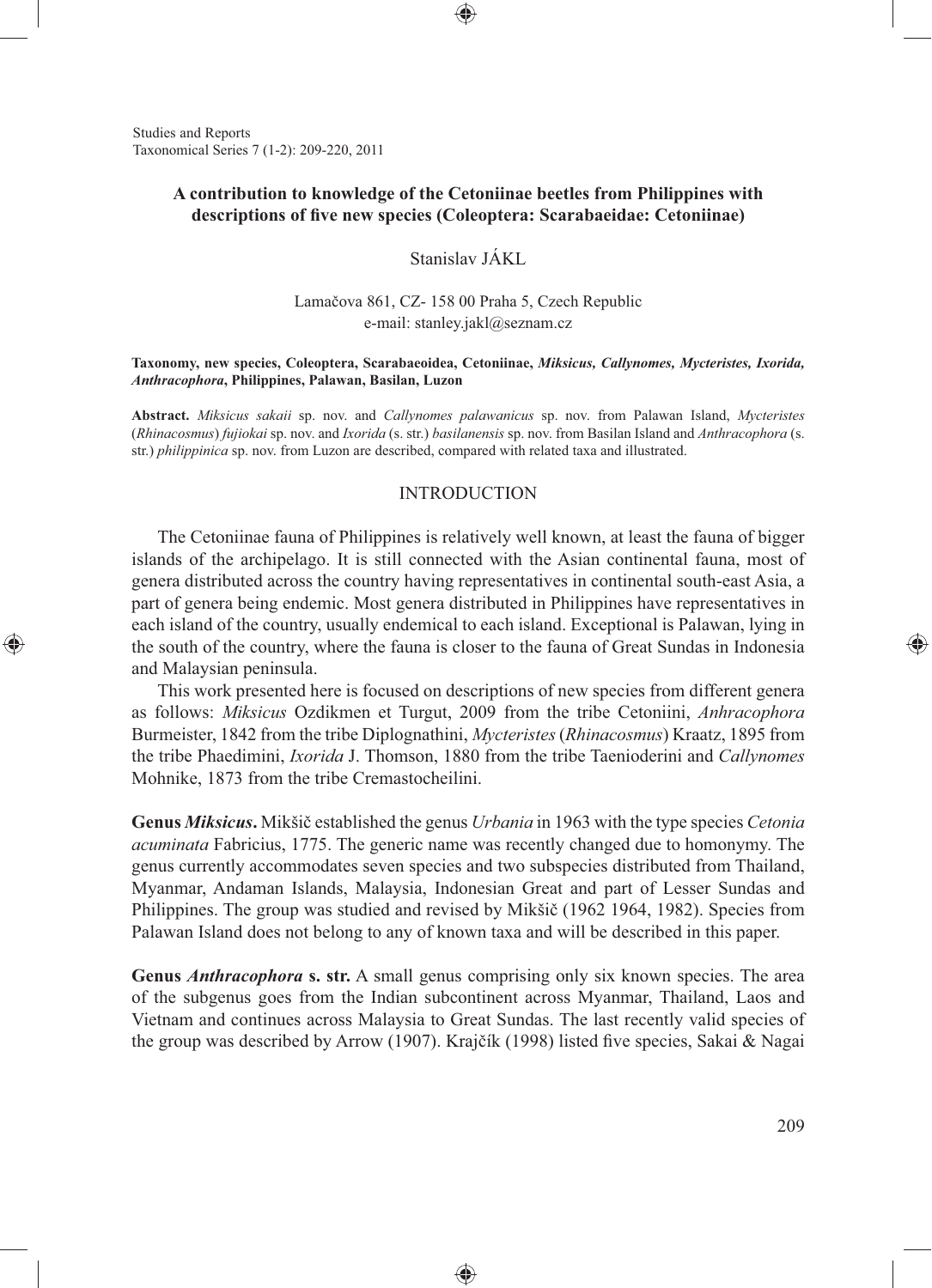Studies and Reports
Taxonomical Series 7 (1-2): 209-220, 2011

# A contribution to knowledge of the Cetoniinae beetles from Philippines with descriptions of five new species (Coleoptera: Scarabaeidae: Cetoniinae)

Stanislav JÁKL

Lamačova 861, CZ- 158 00 Praha 5, Czech Republic
e-mail: stanley.jakl@seznam.cz

**Taxonomy, new species, Coleoptera, Scarabaeoidea, Cetoniinae, *Miksicus, Callynomes, Mycteristes, Ixorida, Anthracophora*, Philippines, Palawan, Basilan, Luzon**

**Abstract.** *Miksicus sakaii* sp. nov. and *Callynomes palawanicus* sp. nov. from Palawan Island, *Mycteristes* (*Rhinacosmus*) *fujiokai* sp. nov. and *Ixorida* (s. str.) *basilanensis* sp. nov. from Basilan Island and *Anthracophora* (s. str.) *philippinica* sp. nov. from Luzon are described, compared with related taxa and illustrated.

## INTRODUCTION

The Cetoniinae fauna of Philippines is relatively well known, at least the fauna of bigger islands of the archipelago. It is still connected with the Asian continental fauna, most of genera distributed across the country having representatives in continental south-east Asia, a part of genera being endemic. Most genera distributed in Philippines have representatives in each island of the country, usually endemical to each island. Exceptional is Palawan, lying in the south of the country, where the fauna is closer to the fauna of Great Sundas in Indonesia and Malaysian peninsula.

This work presented here is focused on descriptions of new species from different genera as follows: *Miksicus* Ozdikmen et Turgut, 2009 from the tribe Cetoniini, *Anhracophora* Burmeister, 1842 from the tribe Diplognathini, *Mycteristes* (*Rhinacosmus*) Kraatz, 1895 from the tribe Phaedimini, *Ixorida* J. Thomson, 1880 from the tribe Taenioderini and *Callynomes* Mohnike, 1873 from the tribe Cremastocheilini.

**Genus *Miksicus*.** Mikšič established the genus *Urbania* in 1963 with the type species *Cetonia acuminata* Fabricius, 1775. The generic name was recently changed due to homonymy. The genus currently accommodates seven species and two subspecies distributed from Thailand, Myanmar, Andaman Islands, Malaysia, Indonesian Great and part of Lesser Sundas and Philippines. The group was studied and revised by Mikšič (1962 1964, 1982). Species from Palawan Island does not belong to any of known taxa and will be described in this paper.

**Genus *Anthracophora* s. str.** A small genus comprising only six known species. The area of the subgenus goes from the Indian subcontinent across Myanmar, Thailand, Laos and Vietnam and continues across Malaysia to Great Sundas. The last recently valid species of the group was described by Arrow (1907). Krajčík (1998) listed five species, Sakai & Nagai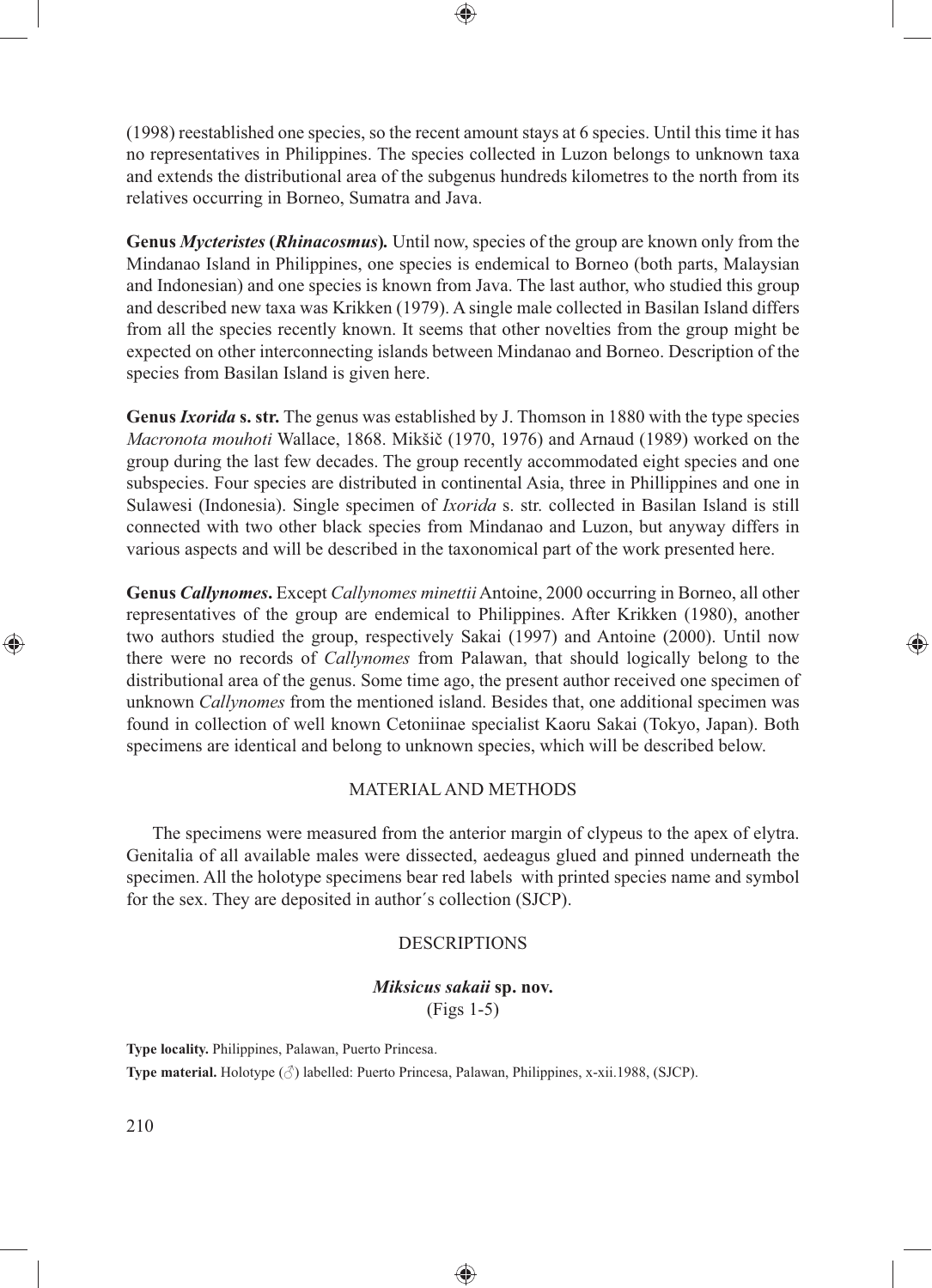(1998) reestablished one species, so the recent amount stays at 6 species. Until this time it has no representatives in Philippines. The species collected in Luzon belongs to unknown taxa and extends the distributional area of the subgenus hundreds kilometres to the north from its relatives occurring in Borneo, Sumatra and Java.

**Genus *Mycteristes* (*Rhinacosmus*).** Until now, species of the group are known only from the Mindanao Island in Philippines, one species is endemical to Borneo (both parts, Malaysian and Indonesian) and one species is known from Java. The last author, who studied this group and described new taxa was Krikken (1979). A single male collected in Basilan Island differs from all the species recently known. It seems that other novelties from the group might be expected on other interconnecting islands between Mindanao and Borneo. Description of the species from Basilan Island is given here.

**Genus *Ixorida* s. str.** The genus was established by J. Thomson in 1880 with the type species *Macronota mouhoti* Wallace, 1868. Mikšič (1970, 1976) and Arnaud (1989) worked on the group during the last few decades. The group recently accommodated eight species and one subspecies. Four species are distributed in continental Asia, three in Phillippines and one in Sulawesi (Indonesia). Single specimen of *Ixorida* s. str. collected in Basilan Island is still connected with two other black species from Mindanao and Luzon, but anyway differs in various aspects and will be described in the taxonomical part of the work presented here.

**Genus *Callynomes*.** Except *Callynomes minettii* Antoine, 2000 occurring in Borneo, all other representatives of the group are endemical to Philippines. After Krikken (1980), another two authors studied the group, respectively Sakai (1997) and Antoine (2000). Until now there were no records of *Callynomes* from Palawan, that should logically belong to the distributional area of the genus. Some time ago, the present author received one specimen of unknown *Callynomes* from the mentioned island. Besides that, one additional specimen was found in collection of well known Cetoniinae specialist Kaoru Sakai (Tokyo, Japan). Both specimens are identical and belong to unknown species, which will be described below.

## MATERIAL AND METHODS

The specimens were measured from the anterior margin of clypeus to the apex of elytra. Genitalia of all available males were dissected, aedeagus glued and pinned underneath the specimen. All the holotype specimens bear red labels with printed species name and symbol for the sex. They are deposited in author´s collection (SJCP).

## DESCRIPTIONS

### *Miksicus sakaii* sp. nov.
(Figs 1-5)

**Type locality.** Philippines, Palawan, Puerto Princesa.

**Type material.** Holotype (♂) labelled: Puerto Princesa, Palawan, Philippines, x-xii.1988, (SJCP).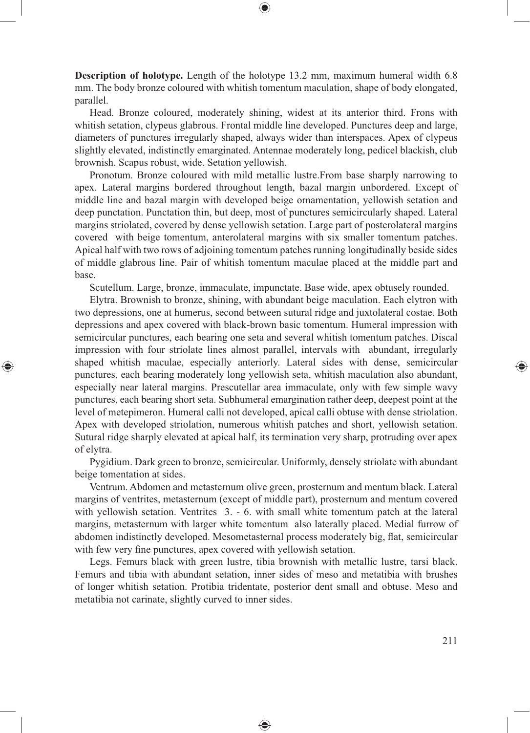**Description of holotype.** Length of the holotype 13.2 mm, maximum humeral width 6.8 mm. The body bronze coloured with whitish tomentum maculation, shape of body elongated, parallel.

Head. Bronze coloured, moderately shining, widest at its anterior third. Frons with whitish setation, clypeus glabrous. Frontal middle line developed. Punctures deep and large, diameters of punctures irregularly shaped, always wider than interspaces. Apex of clypeus slightly elevated, indistinctly emarginated. Antennae moderately long, pedicel blackish, club brownish. Scapus robust, wide. Setation yellowish.

Pronotum. Bronze coloured with mild metallic lustre.From base sharply narrowing to apex. Lateral margins bordered throughout length, bazal margin unbordered. Except of middle line and bazal margin with developed beige ornamentation, yellowish setation and deep punctation. Punctation thin, but deep, most of punctures semicircularly shaped. Lateral margins striolated, covered by dense yellowish setation. Large part of posterolateral margins covered with beige tomentum, anterolateral margins with six smaller tomentum patches. Apical half with two rows of adjoining tomentum patches running longitudinally beside sides of middle glabrous line. Pair of whitish tomentum maculae placed at the middle part and base.

Scutellum. Large, bronze, immaculate, impunctate. Base wide, apex obtusely rounded.

Elytra. Brownish to bronze, shining, with abundant beige maculation. Each elytron with two depressions, one at humerus, second between sutural ridge and juxtolateral costae. Both depressions and apex covered with black-brown basic tomentum. Humeral impression with semicircular punctures, each bearing one seta and several whitish tomentum patches. Discal impression with four striolate lines almost parallel, intervals with abundant, irregularly shaped whitish maculae, especially anteriorly. Lateral sides with dense, semicircular punctures, each bearing moderately long yellowish seta, whitish maculation also abundant, especially near lateral margins. Prescutellar area immaculate, only with few simple wavy punctures, each bearing short seta. Subhumeral emargination rather deep, deepest point at the level of metepimeron. Humeral calli not developed, apical calli obtuse with dense striolation. Apex with developed striolation, numerous whitish patches and short, yellowish setation. Sutural ridge sharply elevated at apical half, its termination very sharp, protruding over apex of elytra.

Pygidium. Dark green to bronze, semicircular. Uniformly, densely striolate with abundant beige tomentation at sides.

Ventrum. Abdomen and metasternum olive green, prosternum and mentum black. Lateral margins of ventrites, metasternum (except of middle part), prosternum and mentum covered with yellowish setation. Ventrites 3. - 6. with small white tomentum patch at the lateral margins, metasternum with larger white tomentum also laterally placed. Medial furrow of abdomen indistinctly developed. Mesometasternal process moderately big, flat, semicircular with few very fine punctures, apex covered with yellowish setation.

Legs. Femurs black with green lustre, tibia brownish with metallic lustre, tarsi black. Femurs and tibia with abundant setation, inner sides of meso and metatibia with brushes of longer whitish setation. Protibia tridentate, posterior dent small and obtuse. Meso and metatibia not carinate, slightly curved to inner sides.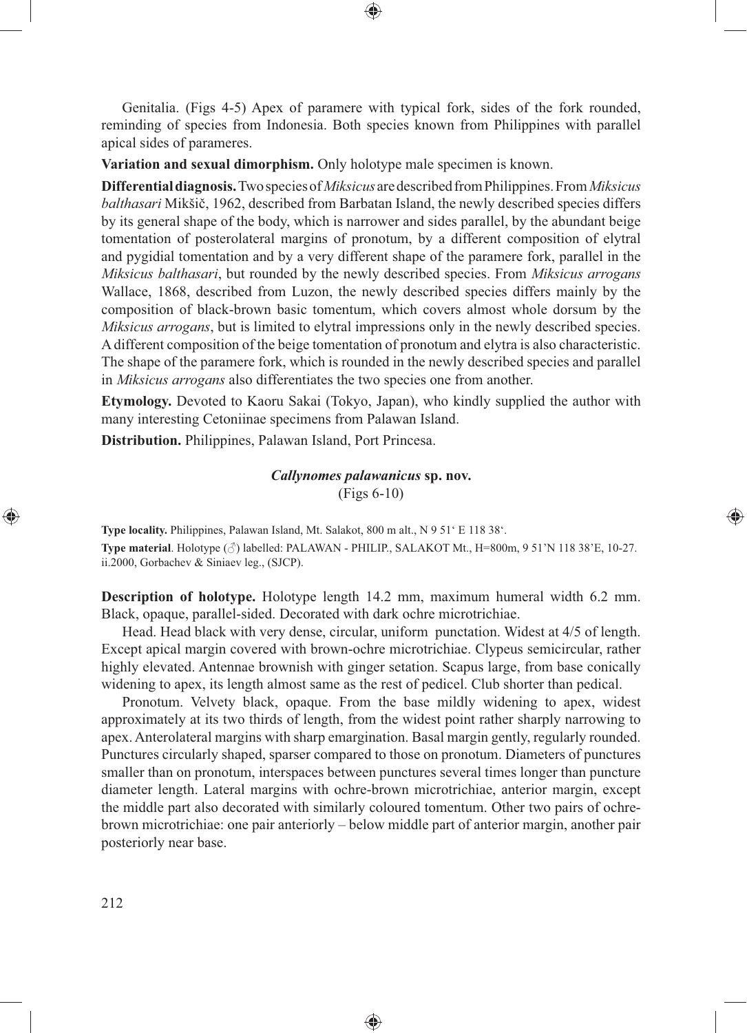Genitalia. (Figs 4-5) Apex of paramere with typical fork, sides of the fork rounded, reminding of species from Indonesia. Both species known from Philippines with parallel apical sides of parameres.

**Variation and sexual dimorphism.** Only holotype male specimen is known.

**Differential diagnosis.** Two species of *Miksicus* are described from Philippines. From *Miksicus balthasari* Mikšič, 1962, described from Barbatan Island, the newly described species differs by its general shape of the body, which is narrower and sides parallel, by the abundant beige tomentation of posterolateral margins of pronotum, by a different composition of elytral and pygidial tomentation and by a very different shape of the paramere fork, parallel in the *Miksicus balthasari*, but rounded by the newly described species. From *Miksicus arrogans* Wallace, 1868, described from Luzon, the newly described species differs mainly by the composition of black-brown basic tomentum, which covers almost whole dorsum by the *Miksicus arrogans*, but is limited to elytral impressions only in the newly described species. A different composition of the beige tomentation of pronotum and elytra is also characteristic. The shape of the paramere fork, which is rounded in the newly described species and parallel in *Miksicus arrogans* also differentiates the two species one from another.

**Etymology.** Devoted to Kaoru Sakai (Tokyo, Japan), who kindly supplied the author with many interesting Cetoniinae specimens from Palawan Island.

**Distribution.** Philippines, Palawan Island, Port Princesa.

### *Callynomes palawanicus* sp. nov.

(Figs 6-10)

**Type locality.** Philippines, Palawan Island, Mt. Salakot, 800 m alt., N 9 51‘ E 118 38‘.

**Type material**. Holotype (♂) labelled: PALAWAN - PHILIP., SALAKOT Mt., H=800m, 9 51'N 118 38'E, 10-27. ii.2000, Gorbachev & Siniaev leg., (SJCP).

**Description of holotype.** Holotype length 14.2 mm, maximum humeral width 6.2 mm. Black, opaque, parallel-sided. Decorated with dark ochre microtrichiae.

Head. Head black with very dense, circular, uniform punctation. Widest at 4/5 of length. Except apical margin covered with brown-ochre microtrichiae. Clypeus semicircular, rather highly elevated. Antennae brownish with ginger setation. Scapus large, from base conically widening to apex, its length almost same as the rest of pedicel. Club shorter than pedical.

Pronotum. Velvety black, opaque. From the base mildly widening to apex, widest approximately at its two thirds of length, from the widest point rather sharply narrowing to apex. Anterolateral margins with sharp emargination. Basal margin gently, regularly rounded. Punctures circularly shaped, sparser compared to those on pronotum. Diameters of punctures smaller than on pronotum, interspaces between punctures several times longer than puncture diameter length. Lateral margins with ochre-brown microtrichiae, anterior margin, except the middle part also decorated with similarly coloured tomentum. Other two pairs of ochre-brown microtrichiae: one pair anteriorly – below middle part of anterior margin, another pair posteriorly near base.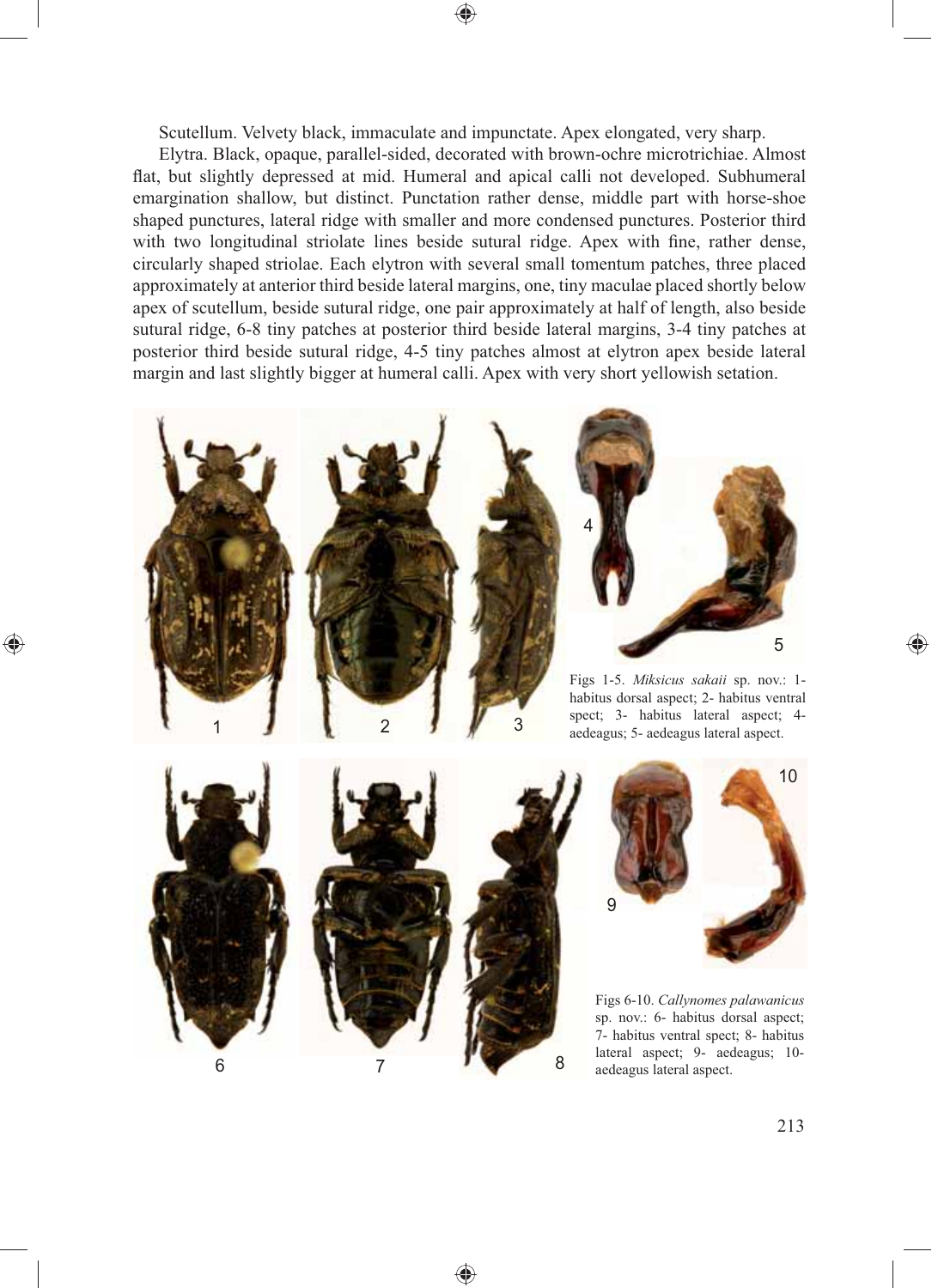Scutellum. Velvety black, immaculate and impunctate. Apex elongated, very sharp.

Elytra. Black, opaque, parallel-sided, decorated with brown-ochre microtrichiae. Almost flat, but slightly depressed at mid. Humeral and apical calli not developed. Subhumeral emargination shallow, but distinct. Punctation rather dense, middle part with horse-shoe shaped punctures, lateral ridge with smaller and more condensed punctures. Posterior third with two longitudinal striolate lines beside sutural ridge. Apex with fine, rather dense, circularly shaped striolae. Each elytron with several small tomentum patches, three placed approximately at anterior third beside lateral margins, one, tiny maculae placed shortly below apex of scutellum, beside sutural ridge, one pair approximately at half of length, also beside sutural ridge, 6-8 tiny patches at posterior third beside lateral margins, 3-4 tiny patches at posterior third beside sutural ridge, 4-5 tiny patches almost at elytron apex beside lateral margin and last slightly bigger at humeral calli. Apex with very short yellowish setation.

Figs 1-5. *Miksicus sakaii* sp. nov.: 1- habitus dorsal aspect; 2- habitus ventral spect; 3- habitus lateral aspect; 4- aedeagus; 5- aedeagus lateral aspect.

Figs 6-10. *Callynomes palawanicus* sp. nov.: 6- habitus dorsal aspect; 7- habitus ventral spect; 8- habitus lateral aspect; 9- aedeagus; 10- aedeagus lateral aspect.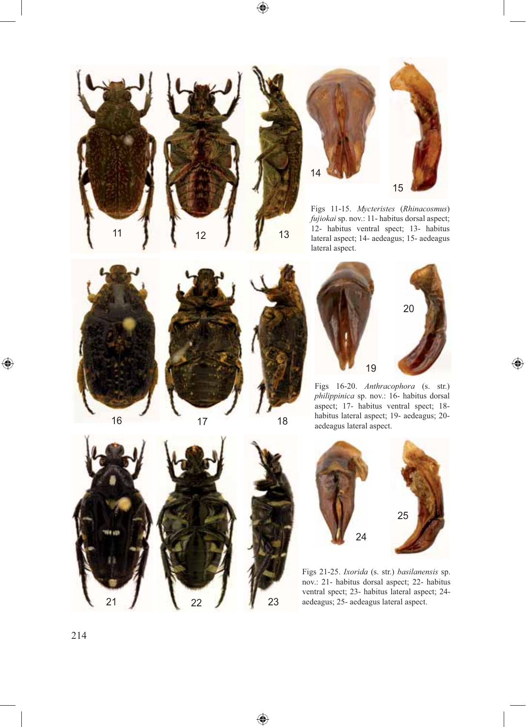Figs 11-15. *Mycteristes* (*Rhinacosmus*) *fujiokai* sp. nov.: 11- habitus dorsal aspect; 12- habitus ventral spect; 13- habitus lateral aspect; 14- aedeagus; 15- aedeagus lateral aspect.

Figs 16-20. *Anthracophora* (s. str.) *philippinica* sp. nov.: 16- habitus dorsal aspect; 17- habitus ventral spect; 18- habitus lateral aspect; 19- aedeagus; 20- aedeagus lateral aspect.

Figs 21-25. *Ixorida* (s. str.) *basilanensis* sp. nov.: 21- habitus dorsal aspect; 22- habitus ventral spect; 23- habitus lateral aspect; 24- aedeagus; 25- aedeagus lateral aspect.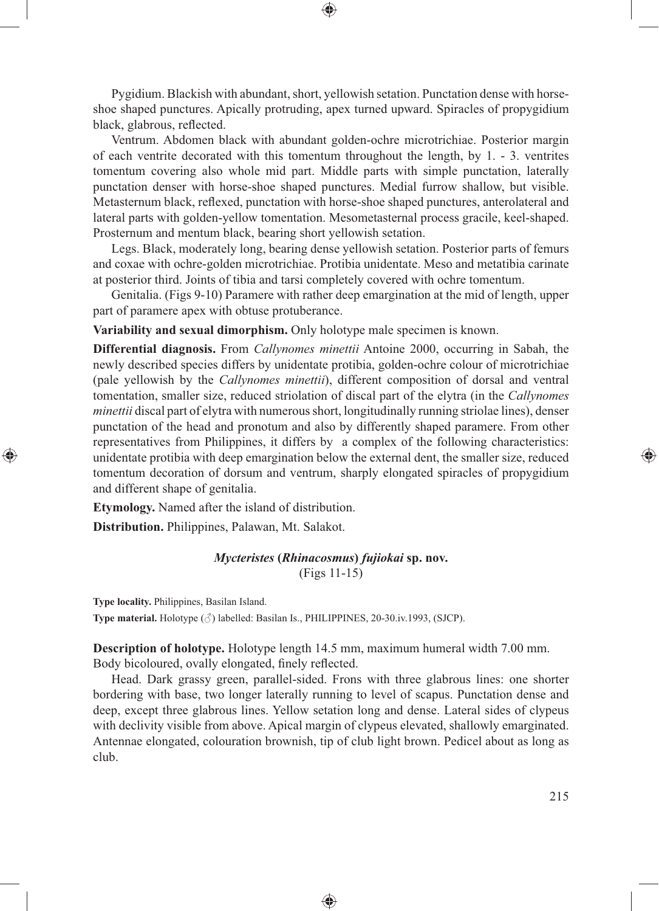Pygidium. Blackish with abundant, short, yellowish setation. Punctation dense with horse-shoe shaped punctures. Apically protruding, apex turned upward. Spiracles of propygidium black, glabrous, reflected.

Ventrum. Abdomen black with abundant golden-ochre microtrichiae. Posterior margin of each ventrite decorated with this tomentum throughout the length, by 1. - 3. ventrites tomentum covering also whole mid part. Middle parts with simple punctation, laterally punctation denser with horse-shoe shaped punctures. Medial furrow shallow, but visible. Metasternum black, reflexed, punctation with horse-shoe shaped punctures, anterolateral and lateral parts with golden-yellow tomentation. Mesometasternal process gracile, keel-shaped. Prosternum and mentum black, bearing short yellowish setation.

Legs. Black, moderately long, bearing dense yellowish setation. Posterior parts of femurs and coxae with ochre-golden microtrichiae. Protibia unidentate. Meso and metatibia carinate at posterior third. Joints of tibia and tarsi completely covered with ochre tomentum.

Genitalia. (Figs 9-10) Paramere with rather deep emargination at the mid of length, upper part of paramere apex with obtuse protuberance.

**Variability and sexual dimorphism.** Only holotype male specimen is known.

**Differential diagnosis.** From *Callynomes minettii* Antoine 2000, occurring in Sabah, the newly described species differs by unidentate protibia, golden-ochre colour of microtrichiae (pale yellowish by the *Callynomes minettii*), different composition of dorsal and ventral tomentation, smaller size, reduced striolation of discal part of the elytra (in the *Callynomes minettii* discal part of elytra with numerous short, longitudinally running striolae lines), denser punctation of the head and pronotum and also by differently shaped paramere. From other representatives from Philippines, it differs by a complex of the following characteristics: unidentate protibia with deep emargination below the external dent, the smaller size, reduced tomentum decoration of dorsum and ventrum, sharply elongated spiracles of propygidium and different shape of genitalia.

**Etymology.** Named after the island of distribution.

**Distribution.** Philippines, Palawan, Mt. Salakot.

## *Mycteristes* (*Rhinacosmus*) *fujiokai* sp. nov.

(Figs 11-15)

**Type locality.** Philippines, Basilan Island.

**Type material.** Holotype (♂) labelled: Basilan Is., PHILIPPINES, 20-30.iv.1993, (SJCP).

**Description of holotype.** Holotype length 14.5 mm, maximum humeral width 7.00 mm. Body bicoloured, ovally elongated, finely reflected.

Head. Dark grassy green, parallel-sided. Frons with three glabrous lines: one shorter bordering with base, two longer laterally running to level of scapus. Punctation dense and deep, except three glabrous lines. Yellow setation long and dense. Lateral sides of clypeus with declivity visible from above. Apical margin of clypeus elevated, shallowly emarginated. Antennae elongated, colouration brownish, tip of club light brown. Pedicel about as long as club.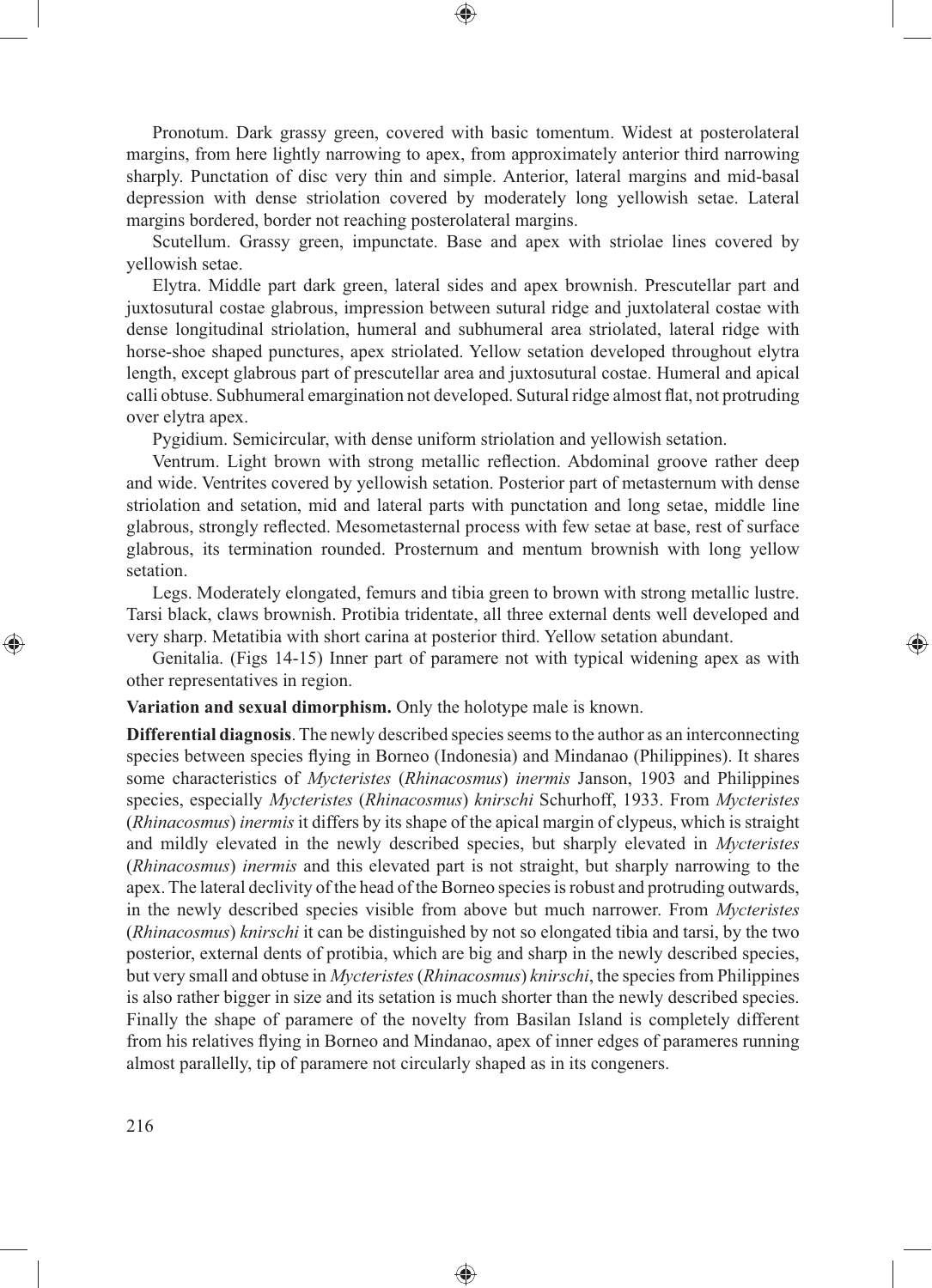Pronotum. Dark grassy green, covered with basic tomentum. Widest at posterolateral margins, from here lightly narrowing to apex, from approximately anterior third narrowing sharply. Punctation of disc very thin and simple. Anterior, lateral margins and mid-basal depression with dense striolation covered by moderately long yellowish setae. Lateral margins bordered, border not reaching posterolateral margins.

Scutellum. Grassy green, impunctate. Base and apex with striolae lines covered by yellowish setae.

Elytra. Middle part dark green, lateral sides and apex brownish. Prescutellar part and juxtosutural costae glabrous, impression between sutural ridge and juxtolateral costae with dense longitudinal striolation, humeral and subhumeral area striolated, lateral ridge with horse-shoe shaped punctures, apex striolated. Yellow setation developed throughout elytra length, except glabrous part of prescutellar area and juxtosutural costae. Humeral and apical calli obtuse. Subhumeral emargination not developed. Sutural ridge almost flat, not protruding over elytra apex.

Pygidium. Semicircular, with dense uniform striolation and yellowish setation.

Ventrum. Light brown with strong metallic reflection. Abdominal groove rather deep and wide. Ventrites covered by yellowish setation. Posterior part of metasternum with dense striolation and setation, mid and lateral parts with punctation and long setae, middle line glabrous, strongly reflected. Mesometasternal process with few setae at base, rest of surface glabrous, its termination rounded. Prosternum and mentum brownish with long yellow setation.

Legs. Moderately elongated, femurs and tibia green to brown with strong metallic lustre. Tarsi black, claws brownish. Protibia tridentate, all three external dents well developed and very sharp. Metatibia with short carina at posterior third. Yellow setation abundant.

Genitalia. (Figs 14-15) Inner part of paramere not with typical widening apex as with other representatives in region.

**Variation and sexual dimorphism.** Only the holotype male is known.

**Differential diagnosis**. The newly described species seems to the author as an interconnecting species between species flying in Borneo (Indonesia) and Mindanao (Philippines). It shares some characteristics of *Mycteristes* (*Rhinacosmus*) *inermis* Janson, 1903 and Philippines species, especially *Mycteristes* (*Rhinacosmus*) *knirschi* Schurhoff, 1933. From *Mycteristes* (*Rhinacosmus*) *inermis* it differs by its shape of the apical margin of clypeus, which is straight and mildly elevated in the newly described species, but sharply elevated in *Mycteristes* (*Rhinacosmus*) *inermis* and this elevated part is not straight, but sharply narrowing to the apex. The lateral declivity of the head of the Borneo species is robust and protruding outwards, in the newly described species visible from above but much narrower. From *Mycteristes* (*Rhinacosmus*) *knirschi* it can be distinguished by not so elongated tibia and tarsi, by the two posterior, external dents of protibia, which are big and sharp in the newly described species, but very small and obtuse in *Mycteristes* (*Rhinacosmus*) *knirschi*, the species from Philippines is also rather bigger in size and its setation is much shorter than the newly described species. Finally the shape of paramere of the novelty from Basilan Island is completely different from his relatives flying in Borneo and Mindanao, apex of inner edges of parameres running almost parallelly, tip of paramere not circularly shaped as in its congeners.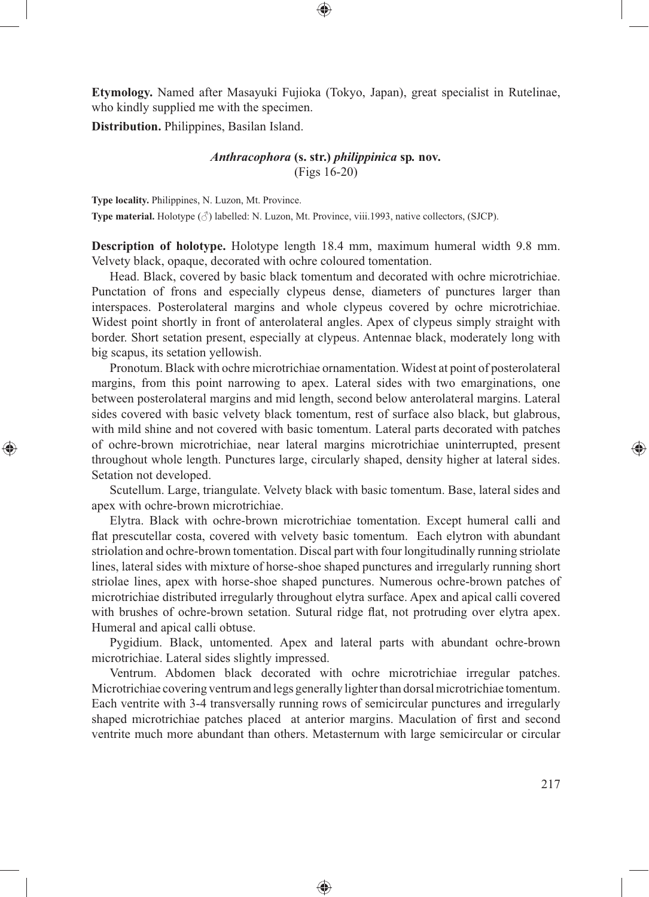**Etymology.** Named after Masayuki Fujioka (Tokyo, Japan), great specialist in Rutelinae, who kindly supplied me with the specimen.

**Distribution.** Philippines, Basilan Island.

### *Anthracophora* (s. str.) *philippinica* sp. nov.

(Figs 16-20)

**Type locality.** Philippines, N. Luzon, Mt. Province.

**Type material.** Holotype (♂) labelled: N. Luzon, Mt. Province, viii.1993, native collectors, (SJCP).

**Description of holotype.** Holotype length 18.4 mm, maximum humeral width 9.8 mm. Velvety black, opaque, decorated with ochre coloured tomentation.

Head. Black, covered by basic black tomentum and decorated with ochre microtrichiae. Punctation of frons and especially clypeus dense, diameters of punctures larger than interspaces. Posterolateral margins and whole clypeus covered by ochre microtrichiae. Widest point shortly in front of anterolateral angles. Apex of clypeus simply straight with border. Short setation present, especially at clypeus. Antennae black, moderately long with big scapus, its setation yellowish.

Pronotum. Black with ochre microtrichiae ornamentation. Widest at point of posterolateral margins, from this point narrowing to apex. Lateral sides with two emarginations, one between posterolateral margins and mid length, second below anterolateral margins. Lateral sides covered with basic velvety black tomentum, rest of surface also black, but glabrous, with mild shine and not covered with basic tomentum. Lateral parts decorated with patches of ochre-brown microtrichiae, near lateral margins microtrichiae uninterrupted, present throughout whole length. Punctures large, circularly shaped, density higher at lateral sides. Setation not developed.

Scutellum. Large, triangulate. Velvety black with basic tomentum. Base, lateral sides and apex with ochre-brown microtrichiae.

Elytra. Black with ochre-brown microtrichiae tomentation. Except humeral calli and flat prescutellar costa, covered with velvety basic tomentum. Each elytron with abundant striolation and ochre-brown tomentation. Discal part with four longitudinally running striolate lines, lateral sides with mixture of horse-shoe shaped punctures and irregularly running short striolae lines, apex with horse-shoe shaped punctures. Numerous ochre-brown patches of microtrichiae distributed irregularly throughout elytra surface. Apex and apical calli covered with brushes of ochre-brown setation. Sutural ridge flat, not protruding over elytra apex. Humeral and apical calli obtuse.

Pygidium. Black, untomented. Apex and lateral parts with abundant ochre-brown microtrichiae. Lateral sides slightly impressed.

Ventrum. Abdomen black decorated with ochre microtrichiae irregular patches. Microtrichiae covering ventrum and legs generally lighter than dorsal microtrichiae tomentum. Each ventrite with 3-4 transversally running rows of semicircular punctures and irregularly shaped microtrichiae patches placed at anterior margins. Maculation of first and second ventrite much more abundant than others. Metasternum with large semicircular or circular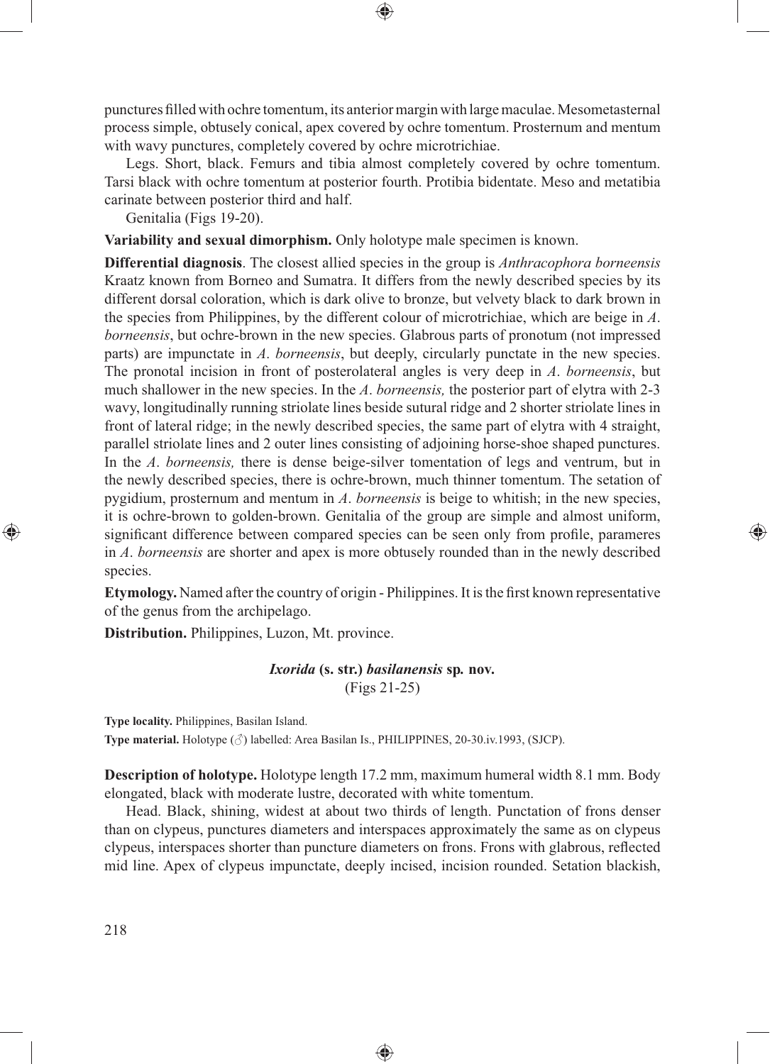punctures filled with ochre tomentum, its anterior margin with large maculae. Mesometasternal process simple, obtusely conical, apex covered by ochre tomentum. Prosternum and mentum with wavy punctures, completely covered by ochre microtrichiae.

Legs. Short, black. Femurs and tibia almost completely covered by ochre tomentum. Tarsi black with ochre tomentum at posterior fourth. Protibia bidentate. Meso and metatibia carinate between posterior third and half.

Genitalia (Figs 19-20).

**Variability and sexual dimorphism.** Only holotype male specimen is known.

**Differential diagnosis**. The closest allied species in the group is *Anthracophora borneensis* Kraatz known from Borneo and Sumatra. It differs from the newly described species by its different dorsal coloration, which is dark olive to bronze, but velvety black to dark brown in the species from Philippines, by the different colour of microtrichiae, which are beige in *A. borneensis*, but ochre-brown in the new species. Glabrous parts of pronotum (not impressed parts) are impunctate in *A. borneensis*, but deeply, circularly punctate in the new species. The pronotal incision in front of posterolateral angles is very deep in *A. borneensis*, but much shallower in the new species. In the *A. borneensis,* the posterior part of elytra with 2-3 wavy, longitudinally running striolate lines beside sutural ridge and 2 shorter striolate lines in front of lateral ridge; in the newly described species, the same part of elytra with 4 straight, parallel striolate lines and 2 outer lines consisting of adjoining horse-shoe shaped punctures. In the *A. borneensis,* there is dense beige-silver tomentation of legs and ventrum, but in the newly described species, there is ochre-brown, much thinner tomentum. The setation of pygidium, prosternum and mentum in *A. borneensis* is beige to whitish; in the new species, it is ochre-brown to golden-brown. Genitalia of the group are simple and almost uniform, significant difference between compared species can be seen only from profile, parameres in *A. borneensis* are shorter and apex is more obtusely rounded than in the newly described species.

**Etymology.** Named after the country of origin - Philippines. It is the first known representative of the genus from the archipelago.

**Distribution.** Philippines, Luzon, Mt. province.

### *Ixorida* (s. str.) *basilanensis* sp. nov.

(Figs 21-25)

**Type locality.** Philippines, Basilan Island.

**Type material.** Holotype (♂) labelled: Area Basilan Is., PHILIPPINES, 20-30.iv.1993, (SJCP).

**Description of holotype.** Holotype length 17.2 mm, maximum humeral width 8.1 mm. Body elongated, black with moderate lustre, decorated with white tomentum.

Head. Black, shining, widest at about two thirds of length. Punctation of frons denser than on clypeus, punctures diameters and interspaces approximately the same as on clypeus clypeus, interspaces shorter than puncture diameters on frons. Frons with glabrous, reflected mid line. Apex of clypeus impunctate, deeply incised, incision rounded. Setation blackish,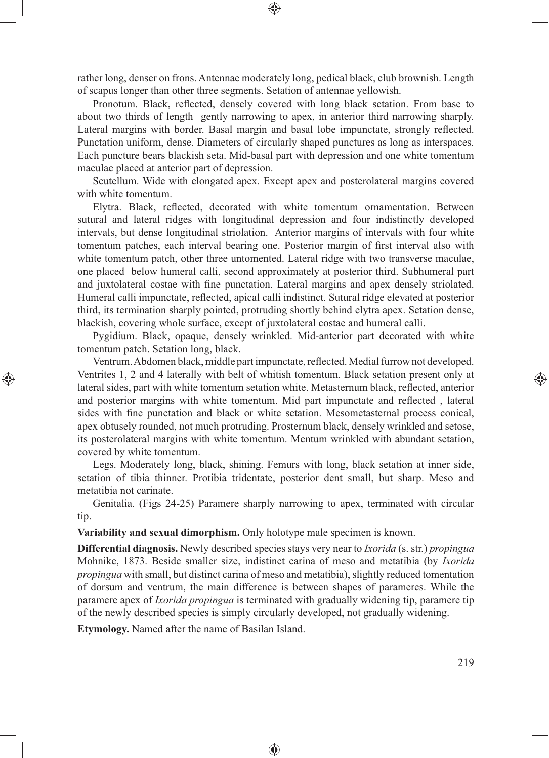rather long, denser on frons. Antennae moderately long, pedical black, club brownish. Length of scapus longer than other three segments. Setation of antennae yellowish.

Pronotum. Black, reflected, densely covered with long black setation. From base to about two thirds of length gently narrowing to apex, in anterior third narrowing sharply. Lateral margins with border. Basal margin and basal lobe impunctate, strongly reflected. Punctation uniform, dense. Diameters of circularly shaped punctures as long as interspaces. Each puncture bears blackish seta. Mid-basal part with depression and one white tomentum maculae placed at anterior part of depression.

Scutellum. Wide with elongated apex. Except apex and posterolateral margins covered with white tomentum.

Elytra. Black, reflected, decorated with white tomentum ornamentation. Between sutural and lateral ridges with longitudinal depression and four indistinctly developed intervals, but dense longitudinal striolation. Anterior margins of intervals with four white tomentum patches, each interval bearing one. Posterior margin of first interval also with white tomentum patch, other three untomented. Lateral ridge with two transverse maculae, one placed below humeral calli, second approximately at posterior third. Subhumeral part and juxtolateral costae with fine punctation. Lateral margins and apex densely striolated. Humeral calli impunctate, reflected, apical calli indistinct. Sutural ridge elevated at posterior third, its termination sharply pointed, protruding shortly behind elytra apex. Setation dense, blackish, covering whole surface, except of juxtolateral costae and humeral calli.

Pygidium. Black, opaque, densely wrinkled. Mid-anterior part decorated with white tomentum patch. Setation long, black.

Ventrum. Abdomen black, middle part impunctate, reflected. Medial furrow not developed. Ventrites 1, 2 and 4 laterally with belt of whitish tomentum. Black setation present only at lateral sides, part with white tomentum setation white. Metasternum black, reflected, anterior and posterior margins with white tomentum. Mid part impunctate and reflected , lateral sides with fine punctation and black or white setation. Mesometasternal process conical, apex obtusely rounded, not much protruding. Prosternum black, densely wrinkled and setose, its posterolateral margins with white tomentum. Mentum wrinkled with abundant setation, covered by white tomentum.

Legs. Moderately long, black, shining. Femurs with long, black setation at inner side, setation of tibia thinner. Protibia tridentate, posterior dent small, but sharp. Meso and metatibia not carinate.

Genitalia. (Figs 24-25) Paramere sharply narrowing to apex, terminated with circular tip.

**Variability and sexual dimorphism.** Only holotype male specimen is known.

**Differential diagnosis.** Newly described species stays very near to *Ixorida* (s. str.) *propingua* Mohnike, 1873. Beside smaller size, indistinct carina of meso and metatibia (by *Ixorida propingua* with small, but distinct carina of meso and metatibia), slightly reduced tomentation of dorsum and ventrum, the main difference is between shapes of parameres. While the paramere apex of *Ixorida propingua* is terminated with gradually widening tip, paramere tip of the newly described species is simply circularly developed, not gradually widening.

**Etymology.** Named after the name of Basilan Island.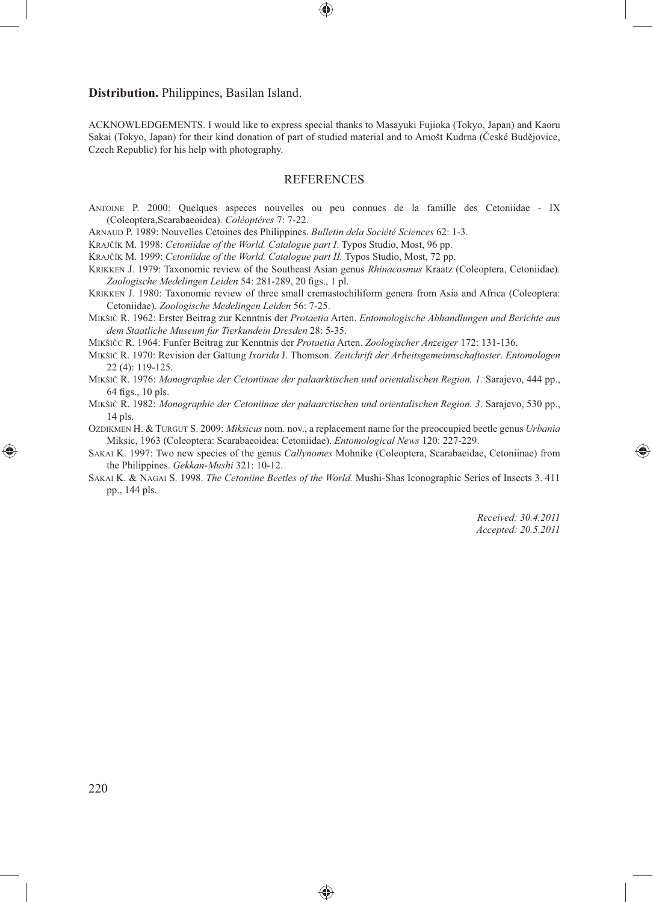**Distribution.** Philippines, Basilan Island.

ACKNOWLEDGEMENTS. I would like to express special thanks to Masayuki Fujioka (Tokyo, Japan) and Kaoru Sakai (Tokyo, Japan) for their kind donation of part of studied material and to Arnošt Kudrna (České Budějovice, Czech Republic) for his help with photography.

## REFERENCES

Antoine P. 2000: Quelques aspeces nouvelles ou peu connues de la famille des Cetoniidae - IX (Coleoptera,Scarabaeoidea). *Coléoptéres* 7: 7-22.

Arnaud P. 1989: Nouvelles Cetoines des Philippines. *Bulletin dela Société Sciences* 62: 1-3.

Krajčík M. 1998: *Cetoniidae of the World. Catalogue part I*. Typos Studio, Most, 96 pp.

Krajčík M. 1999: *Cetoniidae of the World. Catalogue part II.* Typos Studio, Most, 72 pp.

Krikken J. 1979: Taxonomic review of the Southeast Asian genus *Rhinacosmus* Kraatz (Coleoptera, Cetoniidae). *Zoologische Medelingen Leiden* 54: 281-289, 20 figs., 1 pl.

Krikken J. 1980: Taxonomic review of three small cremastochiliform genera from Asia and Africa (Coleoptera: Cetoniidae). *Zoologische Medelingen Leiden* 56: 7-25.

Mikšič R. 1962: Erster Beitrag zur Kenntnis der *Protaetia* Arten. *Entomologische Abhandlungen und Berichte aus dem Staatliche Museum fur Tierkundein Dresden* 28: 5-35.

Mikšičc R. 1964: Funfer Beitrag zur Kenntnis der *Protaetia* Arten. *Zoologischer Anzeiger* 172: 131-136.

Mikšič R. 1970: Revision der Gattung *Ixorida* J. Thomson. *Zeitchrift der Arbeitsgemeinnschaftoster*. *Entomologen* 22 (4): 119-125.

Mikšič R. 1976: *Monographie der Cetoniinae der palaarktischen und orientalischen Region. 1.* Sarajevo, 444 pp., 64 figs., 10 pls.

Mikšič R. 1982: *Monographie der Cetoniinae der palaarctischen und orientalischen Region. 3*. Sarajevo, 530 pp., 14 pls.

Ozdikmen H. & Turgut S. 2009: *Miksicus* nom. nov., a replacement name for the preoccupied beetle genus *Urbania* Miksic, 1963 (Coleoptera: Scarabaeoidea: Cetoniidae). *Entomological News* 120: 227-229.

Sakai K. 1997: Two new species of the genus *Callynomes* Mohnike (Coleoptera, Scarabaeidae, Cetoniinae) from the Philippines. *Gekkan-Mushi* 321: 10-12.

Sakai K. & Nagai S. 1998. *The Cetoniine Beetles of the World.* Mushi-Shas Iconographic Series of Insects 3. 411 pp., 144 pls.

*Received: 30.4.2011*
*Accepted: 20.5.2011*